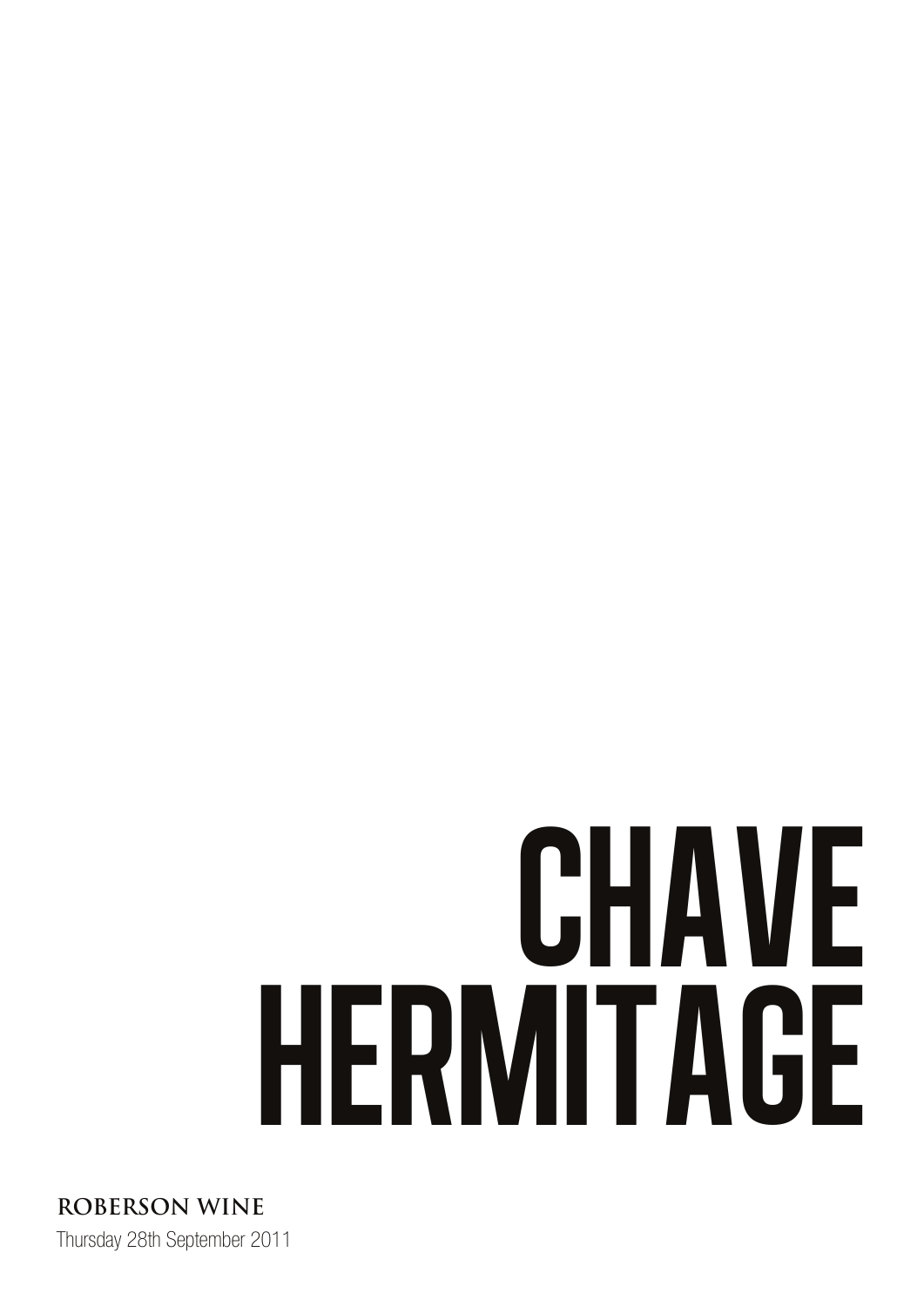# CHAVE HERMITAGE

**ROBERSON WINE**

Thursday 28th September 2011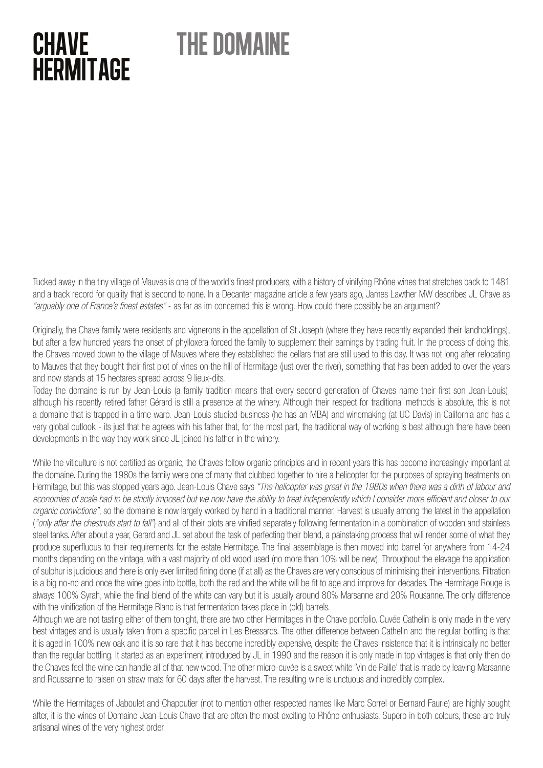# CHAVE HERMITAGE

# THE DOMAINE

Tucked away in the tiny village of Mauves is one of the world's finest producers, with a history of vinifying Rhône wines that stretches back to 1481 and a track record for quality that is second to none. In a Decanter magazine article a few years ago, James Lawther MW describes JL Chave as *"arguably one of France's finest estates"* - as far as im concerned this is wrong. How could there possibly be an argument?

Originally, the Chave family were residents and vignerons in the appellation of St Joseph (where they have recently expanded their landholdings), but after a few hundred years the onset of phylloxera forced the family to supplement their earnings by trading fruit. In the process of doing this, the Chaves moved down to the village of Mauves where they established the cellars that are still used to this day. It was not long after relocating to Mauves that they bought their first plot of vines on the hill of Hermitage (just over the river), something that has been added to over the years and now stands at 15 hectares spread across 9 lieux-dits.
Today the domaine is run by Jean-Louis (a family tradition means that every second generation of Chaves name their first son Jean-Louis), although his recently retired father Gérard is still a presence at the winery. Although their respect for traditional methods is absolute, this is not a domaine that is trapped in a time warp. Jean-Louis studied business (he has an MBA) and winemaking (at UC Davis) in California and has a very global outlook - its just that he agrees with his father that, for the most part, the traditional way of working is best although there have been developments in the way they work since JL joined his father in the winery.

While the viticulture is not certified as organic, the Chaves follow organic principles and in recent years this has become increasingly important at the domaine. During the 1980s the family were one of many that clubbed together to hire a helicopter for the purposes of spraying treatments on Hermitage, but this was stopped years ago. Jean-Louis Chave says *"The helicopter was great in the 1980s when there was a dirth of labour and economies of scale had to be strictly imposed but we now have the ability to treat independently which I consider more efficient and closer to our organic convictions"*, so the domaine is now largely worked by hand in a traditional manner. Harvest is usually among the latest in the appellation (*"only after the chestnuts start to fall"*) and all of their plots are vinified separately following fermentation in a combination of wooden and stainless steel tanks. After about a year, Gerard and JL set about the task of perfecting their blend, a painstaking process that will render some of what they produce superfluous to their requirements for the estate Hermitage. The final assemblage is then moved into barrel for anywhere from 14-24 months depending on the vintage, with a vast majority of old wood used (no more than 10% will be new). Throughout the elevage the application of sulphur is judicious and there is only ever limited fining done (if at all) as the Chaves are very conscious of minimising their interventions. Filtration is a big no-no and once the wine goes into bottle, both the red and the white will be fit to age and improve for decades. The Hermitage Rouge is always 100% Syrah, while the final blend of the white can vary but it is usually around 80% Marsanne and 20% Rousanne. The only difference with the vinification of the Hermitage Blanc is that fermentation takes place in (old) barrels.
Although we are not tasting either of them tonight, there are two other Hermitages in the Chave portfolio. Cuvée Cathelin is only made in the very best vintages and is usually taken from a specific parcel in Les Bressards. The other difference between Cathelin and the regular bottling is that it is aged in 100% new oak and it is so rare that it has become incredibly expensive, despite the Chaves insistence that it is intrinsically no better than the regular bottling. It started as an experiment introduced by JL in 1990 and the reason it is only made in top vintages is that only then do the Chaves feel the wine can handle all of that new wood. The other micro-cuvée is a sweet white 'Vin de Paille' that is made by leaving Marsanne and Roussanne to raisen on straw mats for 60 days after the harvest. The resulting wine is unctuous and incredibly complex.

While the Hermitages of Jaboulet and Chapoutier (not to mention other respected names like Marc Sorrel or Bernard Faurie) are highly sought after, it is the wines of Domaine Jean-Louis Chave that are often the most exciting to Rhône enthusiasts. Superb in both colours, these are truly artisanal wines of the very highest order.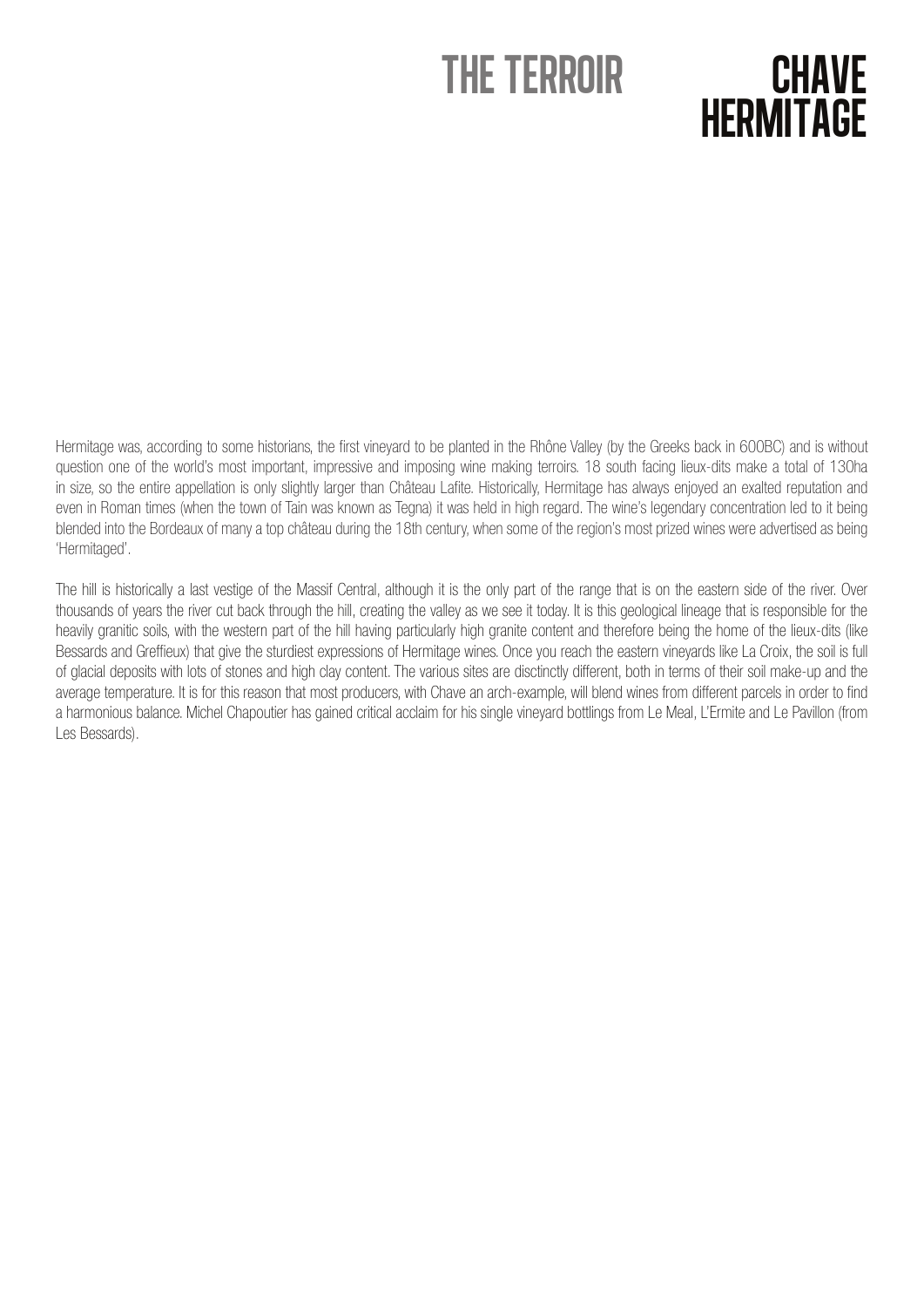# THE TERROIR

# CHAVE HERMITAGE

Hermitage was, according to some historians, the first vineyard to be planted in the Rhône Valley (by the Greeks back in 600BC) and is without question one of the world's most important, impressive and imposing wine making terroirs. 18 south facing lieux-dits make a total of 130ha in size, so the entire appellation is only slightly larger than Château Lafite. Historically, Hermitage has always enjoyed an exalted reputation and even in Roman times (when the town of Tain was known as Tegna) it was held in high regard. The wine's legendary concentration led to it being blended into the Bordeaux of many a top château during the 18th century, when some of the region's most prized wines were advertised as being 'Hermitaged'.

The hill is historically a last vestige of the Massif Central, although it is the only part of the range that is on the eastern side of the river. Over thousands of years the river cut back through the hill, creating the valley as we see it today. It is this geological lineage that is responsible for the heavily granitic soils, with the western part of the hill having particularly high granite content and therefore being the home of the lieux-dits (like Bessards and Greffieux) that give the sturdiest expressions of Hermitage wines. Once you reach the eastern vineyards like La Croix, the soil is full of glacial deposits with lots of stones and high clay content. The various sites are disctinctly different, both in terms of their soil make-up and the average temperature. It is for this reason that most producers, with Chave an arch-example, will blend wines from different parcels in order to find a harmonious balance. Michel Chapoutier has gained critical acclaim for his single vineyard bottlings from Le Meal, L'Ermite and Le Pavillon (from Les Bessards).